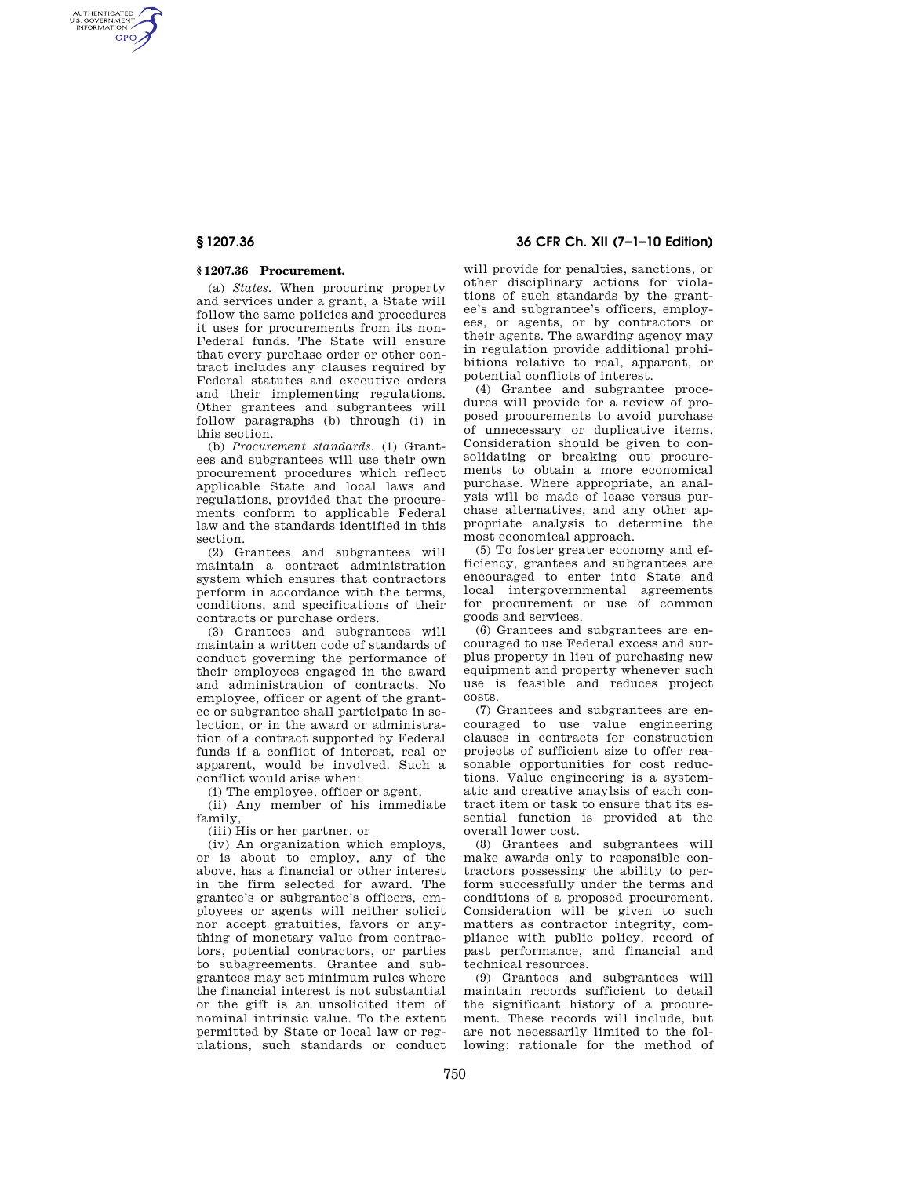### § 1207.36 Procurement.

(a) *States.* When procuring property and services under a grant, a State will follow the same policies and procedures it uses for procurements from its non-Federal funds. The State will ensure that every purchase order or other contract includes any clauses required by Federal statutes and executive orders and their implementing regulations. Other grantees and subgrantees will follow paragraphs (b) through (i) in this section.

(b) *Procurement standards.* (1) Grantees and subgrantees will use their own procurement procedures which reflect applicable State and local laws and regulations, provided that the procurements conform to applicable Federal law and the standards identified in this section.

(2) Grantees and subgrantees will maintain a contract administration system which ensures that contractors perform in accordance with the terms, conditions, and specifications of their contracts or purchase orders.

(3) Grantees and subgrantees will maintain a written code of standards of conduct governing the performance of their employees engaged in the award and administration of contracts. No employee, officer or agent of the grantee or subgrantee shall participate in selection, or in the award or administration of a contract supported by Federal funds if a conflict of interest, real or apparent, would be involved. Such a conflict would arise when:

(i) The employee, officer or agent,

(ii) Any member of his immediate family,

(iii) His or her partner, or

(iv) An organization which employs, or is about to employ, any of the above, has a financial or other interest in the firm selected for award. The grantee's or subgrantee's officers, employees or agents will neither solicit nor accept gratuities, favors or anything of monetary value from contractors, potential contractors, or parties to subagreements. Grantee and subgrantees may set minimum rules where the financial interest is not substantial or the gift is an unsolicited item of nominal intrinsic value. To the extent permitted by State or local law or regulations, such standards or conduct will provide for penalties, sanctions, or other disciplinary actions for violations of such standards by the grantee's and subgrantee's officers, employees, or agents, or by contractors or their agents. The awarding agency may in regulation provide additional prohibitions relative to real, apparent, or potential conflicts of interest.

(4) Grantee and subgrantee procedures will provide for a review of proposed procurements to avoid purchase of unnecessary or duplicative items. Consideration should be given to consolidating or breaking out procurements to obtain a more economical purchase. Where appropriate, an analysis will be made of lease versus purchase alternatives, and any other appropriate analysis to determine the most economical approach.

(5) To foster greater economy and efficiency, grantees and subgrantees are encouraged to enter into State and local intergovernmental agreements for procurement or use of common goods and services.

(6) Grantees and subgrantees are encouraged to use Federal excess and surplus property in lieu of purchasing new equipment and property whenever such use is feasible and reduces project costs.

(7) Grantees and subgrantees are encouraged to use value engineering clauses in contracts for construction projects of sufficient size to offer reasonable opportunities for cost reductions. Value engineering is a systematic and creative anaylsis of each contract item or task to ensure that its essential function is provided at the overall lower cost.

(8) Grantees and subgrantees will make awards only to responsible contractors possessing the ability to perform successfully under the terms and conditions of a proposed procurement. Consideration will be given to such matters as contractor integrity, compliance with public policy, record of past performance, and financial and technical resources.

(9) Grantees and subgrantees will maintain records sufficient to detail the significant history of a procurement. These records will include, but are not necessarily limited to the following: rationale for the method of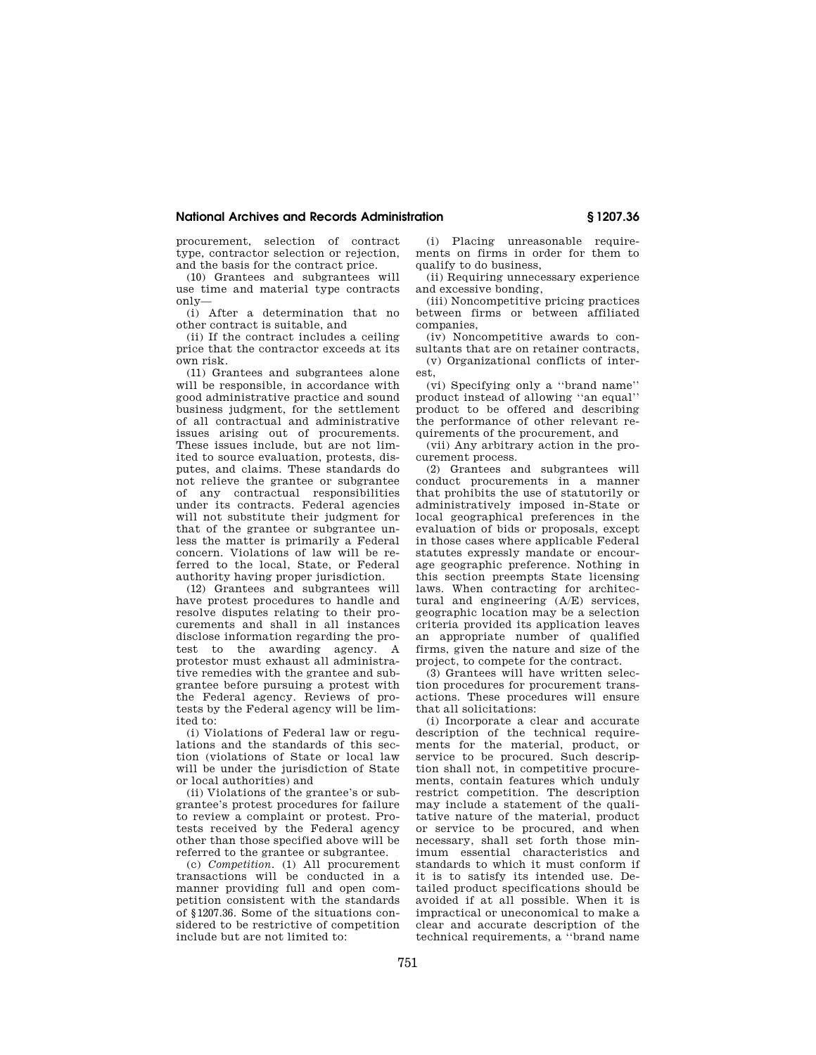procurement, selection of contract type, contractor selection or rejection, and the basis for the contract price.

(10) Grantees and subgrantees will use time and material type contracts only—

(i) After a determination that no other contract is suitable, and

(ii) If the contract includes a ceiling price that the contractor exceeds at its own risk.

(11) Grantees and subgrantees alone will be responsible, in accordance with good administrative practice and sound business judgment, for the settlement of all contractual and administrative issues arising out of procurements. These issues include, but are not limited to source evaluation, protests, disputes, and claims. These standards do not relieve the grantee or subgrantee of any contractual responsibilities under its contracts. Federal agencies will not substitute their judgment for that of the grantee or subgrantee unless the matter is primarily a Federal concern. Violations of law will be referred to the local, State, or Federal authority having proper jurisdiction.

(12) Grantees and subgrantees will have protest procedures to handle and resolve disputes relating to their procurements and shall in all instances disclose information regarding the protest to the awarding agency. A protestor must exhaust all administrative remedies with the grantee and subgrantee before pursuing a protest with the Federal agency. Reviews of protests by the Federal agency will be limited to:

(i) Violations of Federal law or regulations and the standards of this section (violations of State or local law will be under the jurisdiction of State or local authorities) and

(ii) Violations of the grantee's or subgrantee's protest procedures for failure to review a complaint or protest. Protests received by the Federal agency other than those specified above will be referred to the grantee or subgrantee.

(c) *Competition.* (1) All procurement transactions will be conducted in a manner providing full and open competition consistent with the standards of §1207.36. Some of the situations considered to be restrictive of competition include but are not limited to:

(i) Placing unreasonable requirements on firms in order for them to qualify to do business,

(ii) Requiring unnecessary experience and excessive bonding,

(iii) Noncompetitive pricing practices between firms or between affiliated companies,

(iv) Noncompetitive awards to consultants that are on retainer contracts,

(v) Organizational conflicts of interest,

(vi) Specifying only a "brand name" product instead of allowing "an equal" product to be offered and describing the performance of other relevant requirements of the procurement, and

(vii) Any arbitrary action in the procurement process.

(2) Grantees and subgrantees will conduct procurements in a manner that prohibits the use of statutorily or administratively imposed in-State or local geographical preferences in the evaluation of bids or proposals, except in those cases where applicable Federal statutes expressly mandate or encourage geographic preference. Nothing in this section preempts State licensing laws. When contracting for architectural and engineering (A/E) services, geographic location may be a selection criteria provided its application leaves an appropriate number of qualified firms, given the nature and size of the project, to compete for the contract.

(3) Grantees will have written selection procedures for procurement transactions. These procedures will ensure that all solicitations:

(i) Incorporate a clear and accurate description of the technical requirements for the material, product, or service to be procured. Such description shall not, in competitive procurements, contain features which unduly restrict competition. The description may include a statement of the qualitative nature of the material, product or service to be procured, and when necessary, shall set forth those minimum essential characteristics and standards to which it must conform if it is to satisfy its intended use. Detailed product specifications should be avoided if at all possible. When it is impractical or uneconomical to make a clear and accurate description of the technical requirements, a "brand name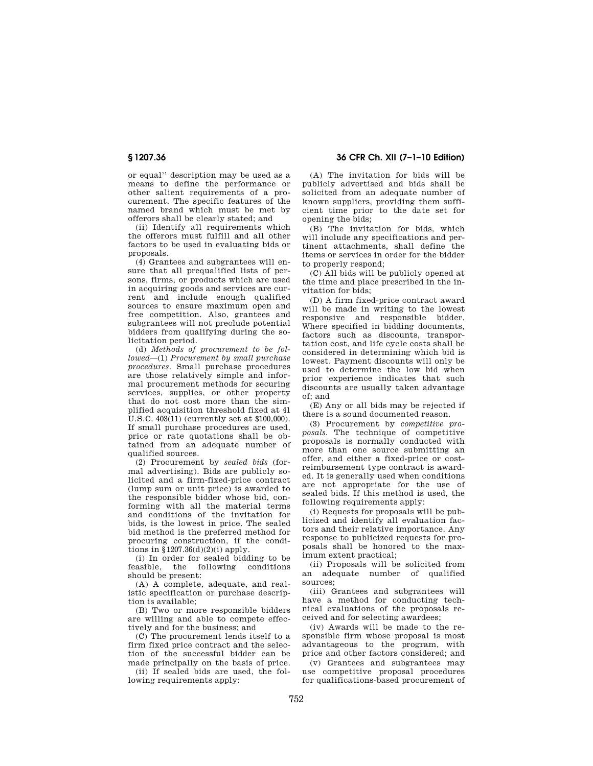or equal'' description may be used as a means to define the performance or other salient requirements of a procurement. The specific features of the named brand which must be met by offerors shall be clearly stated; and

(ii) Identify all requirements which the offerors must fulfill and all other factors to be used in evaluating bids or proposals.

(4) Grantees and subgrantees will ensure that all prequalified lists of persons, firms, or products which are used in acquiring goods and services are current and include enough qualified sources to ensure maximum open and free competition. Also, grantees and subgrantees will not preclude potential bidders from qualifying during the solicitation period.

(d) *Methods of procurement to be followed*—(1) *Procurement by small purchase procedures.* Small purchase procedures are those relatively simple and informal procurement methods for securing services, supplies, or other property that do not cost more than the simplified acquisition threshold fixed at 41 U.S.C. 403(11) (currently set at $100,000). If small purchase procedures are used, price or rate quotations shall be obtained from an adequate number of qualified sources.

(2) Procurement by *sealed bids* (formal advertising). Bids are publicly solicited and a firm-fixed-price contract (lump sum or unit price) is awarded to the responsible bidder whose bid, conforming with all the material terms and conditions of the invitation for bids, is the lowest in price. The sealed bid method is the preferred method for procuring construction, if the conditions in §1207.36(d)(2)(i) apply.

(i) In order for sealed bidding to be feasible, the following conditions should be present:

(A) A complete, adequate, and realistic specification or purchase description is available;

(B) Two or more responsible bidders are willing and able to compete effectively and for the business; and

(C) The procurement lends itself to a firm fixed price contract and the selection of the successful bidder can be made principally on the basis of price.

(ii) If sealed bids are used, the following requirements apply:

(A) The invitation for bids will be publicly advertised and bids shall be solicited from an adequate number of known suppliers, providing them sufficient time prior to the date set for opening the bids;

(B) The invitation for bids, which will include any specifications and pertinent attachments, shall define the items or services in order for the bidder to properly respond;

(C) All bids will be publicly opened at the time and place prescribed in the invitation for bids;

(D) A firm fixed-price contract award will be made in writing to the lowest responsive and responsible bidder. Where specified in bidding documents, factors such as discounts, transportation cost, and life cycle costs shall be considered in determining which bid is lowest. Payment discounts will only be used to determine the low bid when prior experience indicates that such discounts are usually taken advantage of; and

(E) Any or all bids may be rejected if there is a sound documented reason.

(3) Procurement by *competitive proposals.* The technique of competitive proposals is normally conducted with more than one source submitting an offer, and either a fixed-price or cost-reimbursement type contract is awarded. It is generally used when conditions are not appropriate for the use of sealed bids. If this method is used, the following requirements apply:

(i) Requests for proposals will be publicized and identify all evaluation factors and their relative importance. Any response to publicized requests for proposals shall be honored to the maximum extent practical;

(ii) Proposals will be solicited from an adequate number of qualified sources;

(iii) Grantees and subgrantees will have a method for conducting technical evaluations of the proposals received and for selecting awardees;

(iv) Awards will be made to the responsible firm whose proposal is most advantageous to the program, with price and other factors considered; and

(v) Grantees and subgrantees may use competitive proposal procedures for qualifications-based procurement of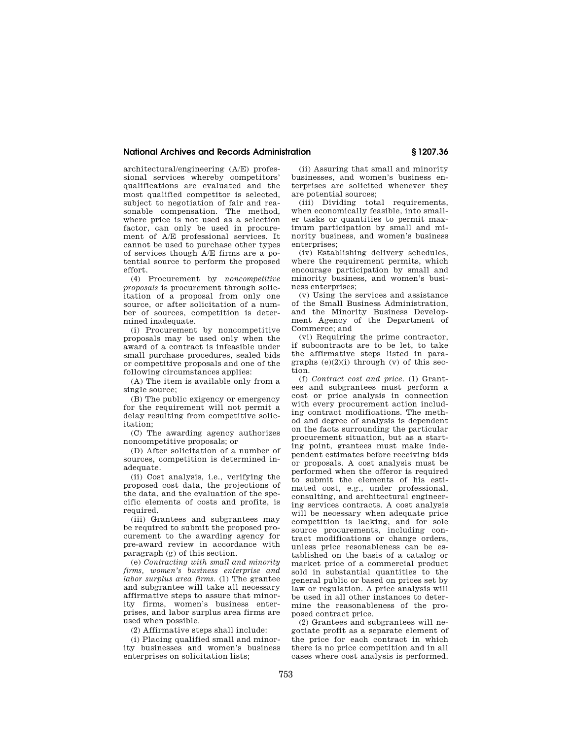architectural/engineering (A/E) professional services whereby competitors' qualifications are evaluated and the most qualified competitor is selected, subject to negotiation of fair and reasonable compensation. The method, where price is not used as a selection factor, can only be used in procurement of A/E professional services. It cannot be used to purchase other types of services though A/E firms are a potential source to perform the proposed effort.

(4) Procurement by *noncompetitive proposals* is procurement through solicitation of a proposal from only one source, or after solicitation of a number of sources, competition is determined inadequate.

(i) Procurement by noncompetitive proposals may be used only when the award of a contract is infeasible under small purchase procedures, sealed bids or competitive proposals and one of the following circumstances applies:

(A) The item is available only from a single source;

(B) The public exigency or emergency for the requirement will not permit a delay resulting from competitive solicitation;

(C) The awarding agency authorizes noncompetitive proposals; or

(D) After solicitation of a number of sources, competition is determined inadequate.

(ii) Cost analysis, i.e., verifying the proposed cost data, the projections of the data, and the evaluation of the specific elements of costs and profits, is required.

(iii) Grantees and subgrantees may be required to submit the proposed procurement to the awarding agency for pre-award review in accordance with paragraph (g) of this section.

(e) *Contracting with small and minority firms, women's business enterprise and labor surplus area firms.* (1) The grantee and subgrantee will take all necessary affirmative steps to assure that minority firms, women's business enterprises, and labor surplus area firms are used when possible.

(2) Affirmative steps shall include:

(i) Placing qualified small and minority businesses and women's business enterprises on solicitation lists;

(ii) Assuring that small and minority businesses, and women's business enterprises are solicited whenever they are potential sources;

(iii) Dividing total requirements, when economically feasible, into smaller tasks or quantities to permit maximum participation by small and minority business, and women's business enterprises;

(iv) Establishing delivery schedules, where the requirement permits, which encourage participation by small and minority business, and women's business enterprises;

(v) Using the services and assistance of the Small Business Administration, and the Minority Business Development Agency of the Department of Commerce; and

(vi) Requiring the prime contractor, if subcontracts are to be let, to take the affirmative steps listed in paragraphs (e)(2)(i) through (v) of this section.

(f) *Contract cost and price.* (1) Grantees and subgrantees must perform a cost or price analysis in connection with every procurement action including contract modifications. The method and degree of analysis is dependent on the facts surrounding the particular procurement situation, but as a starting point, grantees must make independent estimates before receiving bids or proposals. A cost analysis must be performed when the offeror is required to submit the elements of his estimated cost, e.g., under professional, consulting, and architectural engineering services contracts. A cost analysis will be necessary when adequate price competition is lacking, and for sole source procurements, including contract modifications or change orders, unless price resonableness can be established on the basis of a catalog or market price of a commercial product sold in substantial quantities to the general public or based on prices set by law or regulation. A price analysis will be used in all other instances to determine the reasonableness of the proposed contract price.

(2) Grantees and subgrantees will negotiate profit as a separate element of the price for each contract in which there is no price competition and in all cases where cost analysis is performed.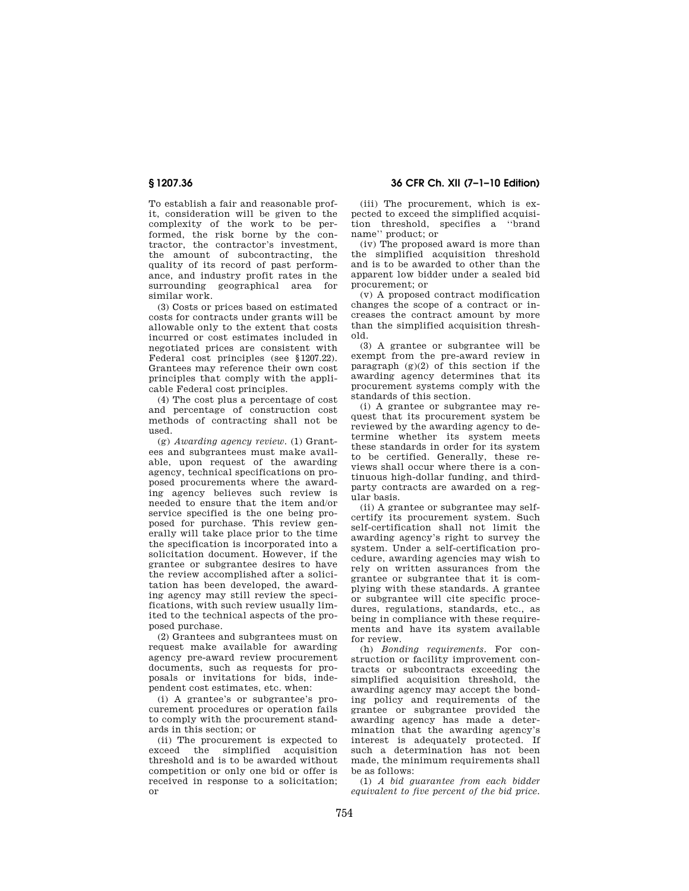To establish a fair and reasonable profit, consideration will be given to the complexity of the work to be performed, the risk borne by the contractor, the contractor's investment, the amount of subcontracting, the quality of its record of past performance, and industry profit rates in the surrounding geographical area for similar work.

(3) Costs or prices based on estimated costs for contracts under grants will be allowable only to the extent that costs incurred or cost estimates included in negotiated prices are consistent with Federal cost principles (see §1207.22). Grantees may reference their own cost principles that comply with the applicable Federal cost principles.

(4) The cost plus a percentage of cost and percentage of construction cost methods of contracting shall not be used.

(g) *Awarding agency review*. (1) Grantees and subgrantees must make available, upon request of the awarding agency, technical specifications on proposed procurements where the awarding agency believes such review is needed to ensure that the item and/or service specified is the one being proposed for purchase. This review generally will take place prior to the time the specification is incorporated into a solicitation document. However, if the grantee or subgrantee desires to have the review accomplished after a solicitation has been developed, the awarding agency may still review the specifications, with such review usually limited to the technical aspects of the proposed purchase.

(2) Grantees and subgrantees must on request make available for awarding agency pre-award review procurement documents, such as requests for proposals or invitations for bids, independent cost estimates, etc. when:

(i) A grantee's or subgrantee's procurement procedures or operation fails to comply with the procurement standards in this section; or

(ii) The procurement is expected to exceed the simplified acquisition threshold and is to be awarded without competition or only one bid or offer is received in response to a solicitation; or

(iii) The procurement, which is expected to exceed the simplified acquisition threshold, specifies a ''brand name'' product; or

(iv) The proposed award is more than the simplified acquisition threshold and is to be awarded to other than the apparent low bidder under a sealed bid procurement; or

(v) A proposed contract modification changes the scope of a contract or increases the contract amount by more than the simplified acquisition threshold.

(3) A grantee or subgrantee will be exempt from the pre-award review in paragraph (g)(2) of this section if the awarding agency determines that its procurement systems comply with the standards of this section.

(i) A grantee or subgrantee may request that its procurement system be reviewed by the awarding agency to determine whether its system meets these standards in order for its system to be certified. Generally, these reviews shall occur where there is a continuous high-dollar funding, and third-party contracts are awarded on a regular basis.

(ii) A grantee or subgrantee may self-certify its procurement system. Such self-certification shall not limit the awarding agency's right to survey the system. Under a self-certification procedure, awarding agencies may wish to rely on written assurances from the grantee or subgrantee that it is complying with these standards. A grantee or subgrantee will cite specific procedures, regulations, standards, etc., as being in compliance with these requirements and have its system available for review.

(h) *Bonding requirements*. For construction or facility improvement contracts or subcontracts exceeding the simplified acquisition threshold, the awarding agency may accept the bonding policy and requirements of the grantee or subgrantee provided the awarding agency has made a determination that the awarding agency's interest is adequately protected. If such a determination has not been made, the minimum requirements shall be as follows:

(1) *A bid guarantee from each bidder equivalent to five percent of the bid price.*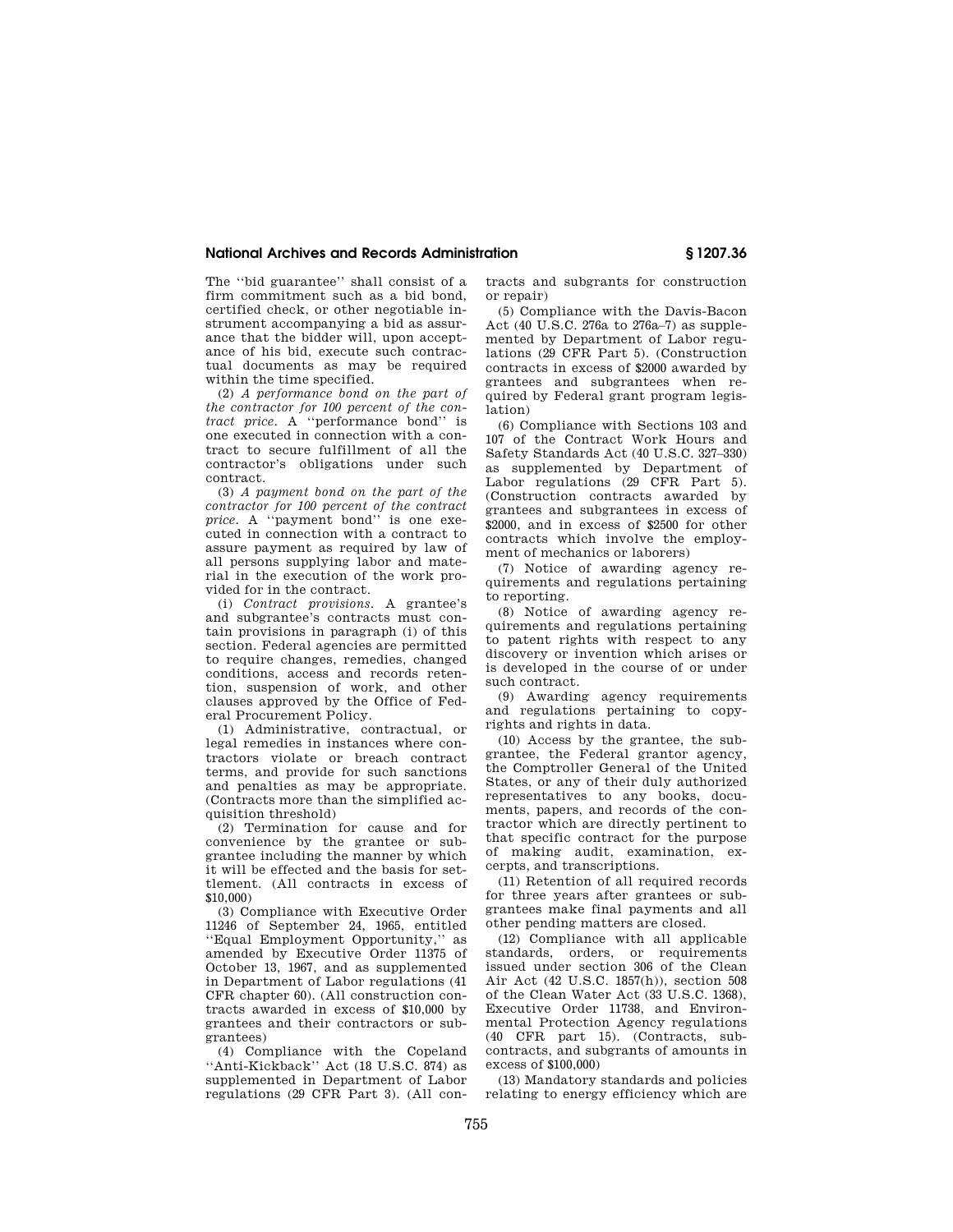The "bid guarantee" shall consist of a firm commitment such as a bid bond, certified check, or other negotiable instrument accompanying a bid as assurance that the bidder will, upon acceptance of his bid, execute such contractual documents as may be required within the time specified.

(2) *A performance bond on the part of the contractor for 100 percent of the contract price.* A "performance bond" is one executed in connection with a contract to secure fulfillment of all the contractor's obligations under such contract.

(3) *A payment bond on the part of the contractor for 100 percent of the contract price.* A "payment bond" is one executed in connection with a contract to assure payment as required by law of all persons supplying labor and material in the execution of the work provided for in the contract.

(i) *Contract provisions.* A grantee's and subgrantee's contracts must contain provisions in paragraph (i) of this section. Federal agencies are permitted to require changes, remedies, changed conditions, access and records retention, suspension of work, and other clauses approved by the Office of Federal Procurement Policy.

(1) Administrative, contractual, or legal remedies in instances where contractors violate or breach contract terms, and provide for such sanctions and penalties as may be appropriate. (Contracts more than the simplified acquisition threshold)

(2) Termination for cause and for convenience by the grantee or subgrantee including the manner by which it will be effected and the basis for settlement. (All contracts in excess of $10,000)

(3) Compliance with Executive Order 11246 of September 24, 1965, entitled "Equal Employment Opportunity," as amended by Executive Order 11375 of October 13, 1967, and as supplemented in Department of Labor regulations (41 CFR chapter 60). (All construction contracts awarded in excess of $10,000 by grantees and their contractors or subgrantees)

(4) Compliance with the Copeland "Anti-Kickback" Act (18 U.S.C. 874) as supplemented in Department of Labor regulations (29 CFR Part 3). (All contracts and subgrants for construction or repair)

(5) Compliance with the Davis-Bacon Act (40 U.S.C. 276a to 276a–7) as supplemented by Department of Labor regulations (29 CFR Part 5). (Construction contracts in excess of $2000 awarded by grantees and subgrantees when required by Federal grant program legislation)

(6) Compliance with Sections 103 and 107 of the Contract Work Hours and Safety Standards Act (40 U.S.C. 327–330) as supplemented by Department of Labor regulations (29 CFR Part 5). (Construction contracts awarded by grantees and subgrantees in excess of $2000, and in excess of $2500 for other contracts which involve the employment of mechanics or laborers)

(7) Notice of awarding agency requirements and regulations pertaining to reporting.

(8) Notice of awarding agency requirements and regulations pertaining to patent rights with respect to any discovery or invention which arises or is developed in the course of or under such contract.

(9) Awarding agency requirements and regulations pertaining to copyrights and rights in data.

(10) Access by the grantee, the subgrantee, the Federal grantor agency, the Comptroller General of the United States, or any of their duly authorized representatives to any books, documents, papers, and records of the contractor which are directly pertinent to that specific contract for the purpose of making audit, examination, excerpts, and transcriptions.

(11) Retention of all required records for three years after grantees or subgrantees make final payments and all other pending matters are closed.

(12) Compliance with all applicable standards, orders, or requirements issued under section 306 of the Clean Air Act (42 U.S.C. 1857(h)), section 508 of the Clean Water Act (33 U.S.C. 1368), Executive Order 11738, and Environmental Protection Agency regulations (40 CFR part 15). (Contracts, subcontracts, and subgrants of amounts in excess of $100,000)

(13) Mandatory standards and policies relating to energy efficiency which are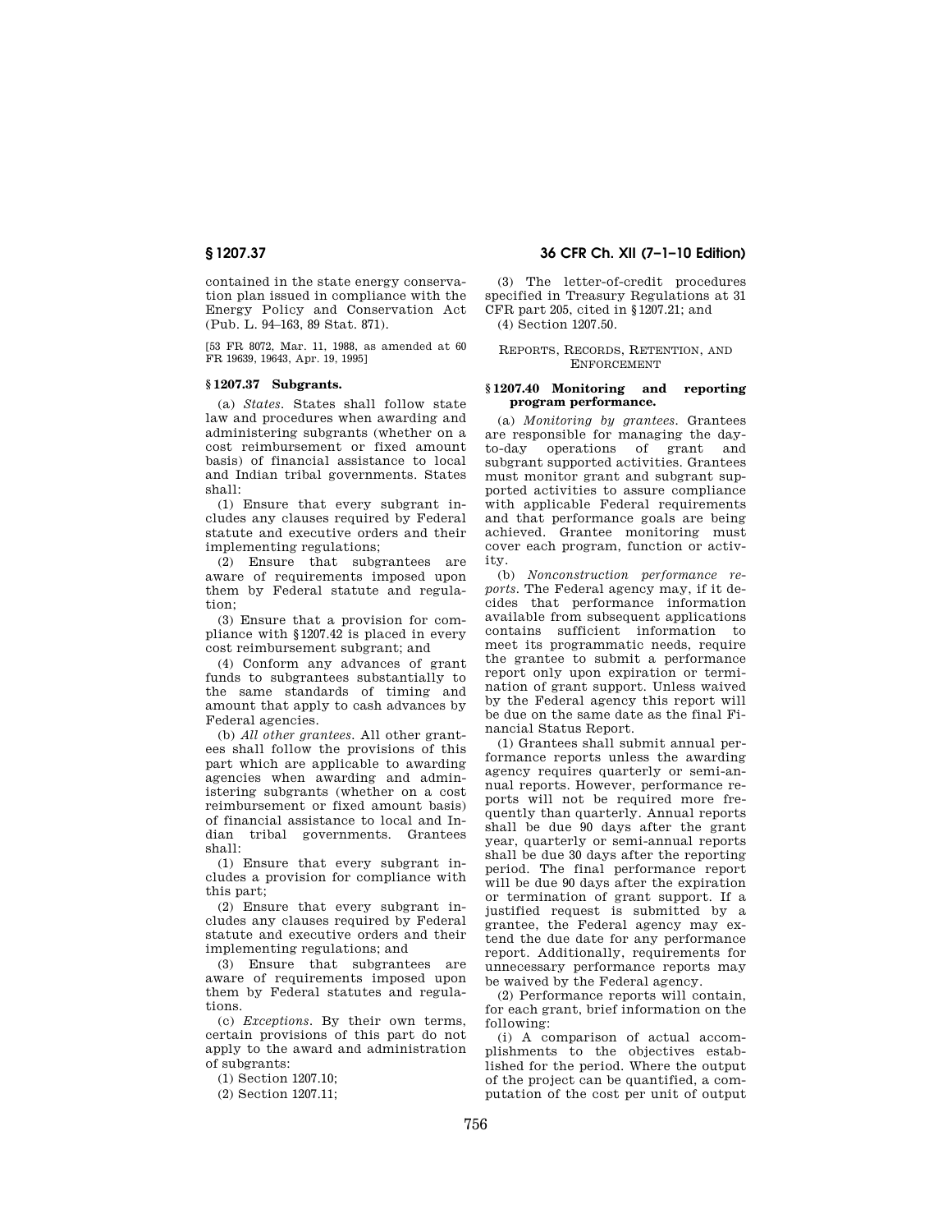contained in the state energy conservation plan issued in compliance with the Energy Policy and Conservation Act (Pub. L. 94–163, 89 Stat. 871).

[53 FR 8072, Mar. 11, 1988, as amended at 60 FR 19639, 19643, Apr. 19, 1995]

### § 1207.37 Subgrants.

(a) *States.* States shall follow state law and procedures when awarding and administering subgrants (whether on a cost reimbursement or fixed amount basis) of financial assistance to local and Indian tribal governments. States shall:

(1) Ensure that every subgrant includes any clauses required by Federal statute and executive orders and their implementing regulations;

(2) Ensure that subgrantees are aware of requirements imposed upon them by Federal statute and regulation;

(3) Ensure that a provision for compliance with §1207.42 is placed in every cost reimbursement subgrant; and

(4) Conform any advances of grant funds to subgrantees substantially to the same standards of timing and amount that apply to cash advances by Federal agencies.

(b) *All other grantees.* All other grantees shall follow the provisions of this part which are applicable to awarding agencies when awarding and administering subgrants (whether on a cost reimbursement or fixed amount basis) of financial assistance to local and Indian tribal governments. Grantees shall:

(1) Ensure that every subgrant includes a provision for compliance with this part;

(2) Ensure that every subgrant includes any clauses required by Federal statute and executive orders and their implementing regulations; and

(3) Ensure that subgrantees are aware of requirements imposed upon them by Federal statutes and regulations.

(c) *Exceptions.* By their own terms, certain provisions of this part do not apply to the award and administration of subgrants:

(1) Section 1207.10;

(2) Section 1207.11;

(3) The letter-of-credit procedures specified in Treasury Regulations at 31 CFR part 205, cited in §1207.21; and

(4) Section 1207.50.

## REPORTS, RECORDS, RETENTION, AND ENFORCEMENT

### § 1207.40 Monitoring and reporting program performance.

(a) *Monitoring by grantees.* Grantees are responsible for managing the day-to-day operations of grant and subgrant supported activities. Grantees must monitor grant and subgrant supported activities to assure compliance with applicable Federal requirements and that performance goals are being achieved. Grantee monitoring must cover each program, function or activity.

(b) *Nonconstruction performance reports.* The Federal agency may, if it decides that performance information available from subsequent applications contains sufficient information to meet its programmatic needs, require the grantee to submit a performance report only upon expiration or termination of grant support. Unless waived by the Federal agency this report will be due on the same date as the final Financial Status Report.

(1) Grantees shall submit annual performance reports unless the awarding agency requires quarterly or semi-annual reports. However, performance reports will not be required more frequently than quarterly. Annual reports shall be due 90 days after the grant year, quarterly or semi-annual reports shall be due 30 days after the reporting period. The final performance report will be due 90 days after the expiration or termination of grant support. If a justified request is submitted by a grantee, the Federal agency may extend the due date for any performance report. Additionally, requirements for unnecessary performance reports may be waived by the Federal agency.

(2) Performance reports will contain, for each grant, brief information on the following:

(i) A comparison of actual accomplishments to the objectives established for the period. Where the output of the project can be quantified, a computation of the cost per unit of output